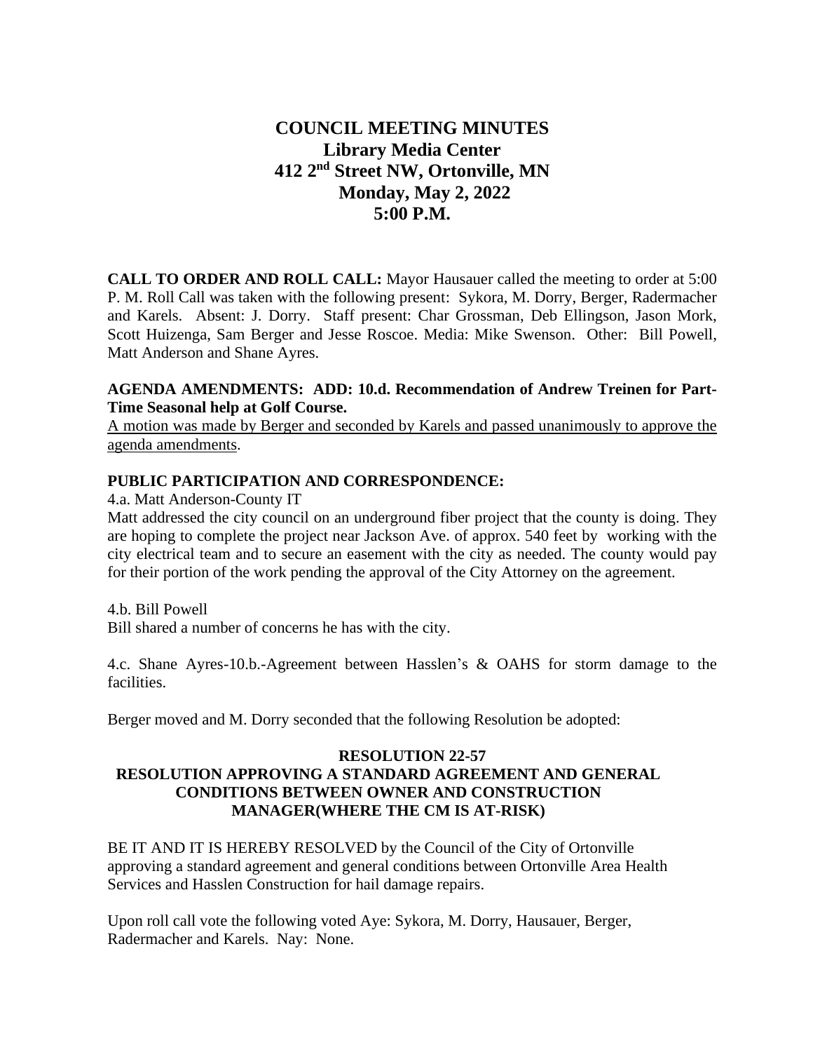# COUNCIL MEETING MINUTES
## Library Media Center
## 412 2nd Street NW, Ortonville, MN
## Monday, May 2, 2022
## 5:00 P.M.

**CALL TO ORDER AND ROLL CALL:** Mayor Hausauer called the meeting to order at 5:00 P. M. Roll Call was taken with the following present: Sykora, M. Dorry, Berger, Radermacher and Karels. Absent: J. Dorry. Staff present: Char Grossman, Deb Ellingson, Jason Mork, Scott Huizenga, Sam Berger and Jesse Roscoe. Media: Mike Swenson. Other: Bill Powell, Matt Anderson and Shane Ayres.

**AGENDA AMENDMENTS: ADD: 10.d. Recommendation of Andrew Treinen for Part-Time Seasonal help at Golf Course.**

<u>A motion was made by Berger and seconded by Karels and passed unanimously to approve the agenda amendments</u>.

**PUBLIC PARTICIPATION AND CORRESPONDENCE:**

4.a. Matt Anderson-County IT

Matt addressed the city council on an underground fiber project that the county is doing. They are hoping to complete the project near Jackson Ave. of approx. 540 feet by working with the city electrical team and to secure an easement with the city as needed. The county would pay for their portion of the work pending the approval of the City Attorney on the agreement.

4.b. Bill Powell

Bill shared a number of concerns he has with the city.

4.c. Shane Ayres-10.b.-Agreement between Hasslen's & OAHS for storm damage to the facilities.

Berger moved and M. Dorry seconded that the following Resolution be adopted:

**RESOLUTION 22-57**
**RESOLUTION APPROVING A STANDARD AGREEMENT AND GENERAL CONDITIONS BETWEEN OWNER AND CONSTRUCTION MANAGER(WHERE THE CM IS AT-RISK)**

BE IT AND IT IS HEREBY RESOLVED by the Council of the City of Ortonville approving a standard agreement and general conditions between Ortonville Area Health Services and Hasslen Construction for hail damage repairs.

Upon roll call vote the following voted Aye: Sykora, M. Dorry, Hausauer, Berger, Radermacher and Karels. Nay: None.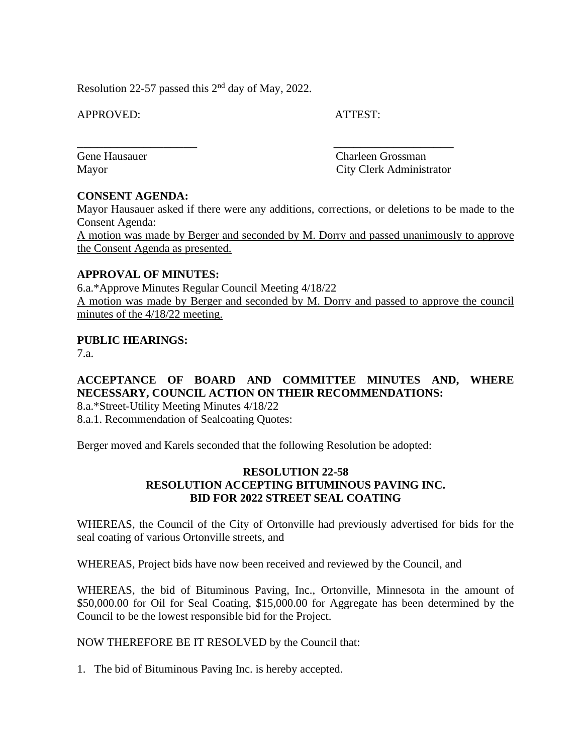Resolution 22-57 passed this 2nd day of May, 2022.

APPROVED: ATTEST:

_____________________ _____________________

Gene Hausauer Charleen Grossman
Mayor City Clerk Administrator

**CONSENT AGENDA:**

Mayor Hausauer asked if there were any additions, corrections, or deletions to be made to the Consent Agenda:

A motion was made by Berger and seconded by M. Dorry and passed unanimously to approve the Consent Agenda as presented.

**APPROVAL OF MINUTES:**

6.a.*Approve Minutes Regular Council Meeting 4/18/22

A motion was made by Berger and seconded by M. Dorry and passed to approve the council minutes of the 4/18/22 meeting.

**PUBLIC HEARINGS:**

7.a.

**ACCEPTANCE OF BOARD AND COMMITTEE MINUTES AND, WHERE NECESSARY, COUNCIL ACTION ON THEIR RECOMMENDATIONS:**

8.a.*Street-Utility Meeting Minutes 4/18/22

8.a.1. Recommendation of Sealcoating Quotes:

Berger moved and Karels seconded that the following Resolution be adopted:

**RESOLUTION 22-58**
**RESOLUTION ACCEPTING BITUMINOUS PAVING INC.**
**BID FOR 2022 STREET SEAL COATING**

WHEREAS, the Council of the City of Ortonville had previously advertised for bids for the seal coating of various Ortonville streets, and

WHEREAS, Project bids have now been received and reviewed by the Council, and

WHEREAS, the bid of Bituminous Paving, Inc., Ortonville, Minnesota in the amount of \$50,000.00 for Oil for Seal Coating, \$15,000.00 for Aggregate has been determined by the Council to be the lowest responsible bid for the Project.

NOW THEREFORE BE IT RESOLVED by the Council that:

1. The bid of Bituminous Paving Inc. is hereby accepted.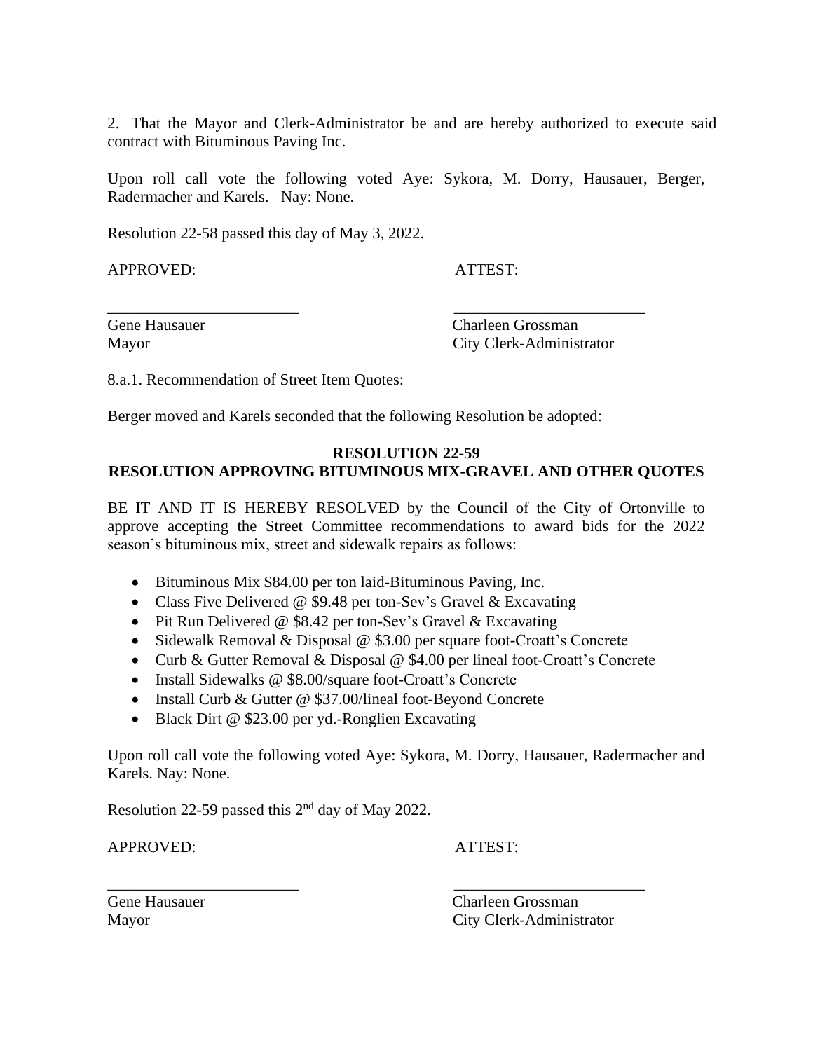2. That the Mayor and Clerk-Administrator be and are hereby authorized to execute said contract with Bituminous Paving Inc.

Upon roll call vote the following voted Aye: Sykora, M. Dorry, Hausauer, Berger, Radermacher and Karels. Nay: None.

Resolution 22-58 passed this day of May 3, 2022.

APPROVED: ATTEST:

\_\_\_\_\_\_\_\_\_\_\_\_\_\_\_\_\_\_\_\_\_\_\_\_ \_\_\_\_\_\_\_\_\_\_\_\_\_\_\_\_\_\_\_\_\_\_\_\_

Gene Hausauer
Mayor

Charleen Grossman
City Clerk-Administrator

8.a.1. Recommendation of Street Item Quotes:

Berger moved and Karels seconded that the following Resolution be adopted:

**RESOLUTION 22-59**
**RESOLUTION APPROVING BITUMINOUS MIX-GRAVEL AND OTHER QUOTES**

BE IT AND IT IS HEREBY RESOLVED by the Council of the City of Ortonville to approve accepting the Street Committee recommendations to award bids for the 2022 season's bituminous mix, street and sidewalk repairs as follows:

- Bituminous Mix $84.00 per ton laid-Bituminous Paving, Inc.
- Class Five Delivered @ $9.48 per ton-Sev's Gravel & Excavating
- Pit Run Delivered @ $8.42 per ton-Sev's Gravel & Excavating
- Sidewalk Removal & Disposal @ $3.00 per square foot-Croatt's Concrete
- Curb & Gutter Removal & Disposal @ $4.00 per lineal foot-Croatt's Concrete
- Install Sidewalks @ $8.00/square foot-Croatt's Concrete
- Install Curb & Gutter @ $37.00/lineal foot-Beyond Concrete
- Black Dirt @ $23.00 per yd.-Ronglien Excavating

Upon roll call vote the following voted Aye: Sykora, M. Dorry, Hausauer, Radermacher and Karels. Nay: None.

Resolution 22-59 passed this 2nd day of May 2022.

APPROVED: ATTEST:

\_\_\_\_\_\_\_\_\_\_\_\_\_\_\_\_\_\_\_\_\_\_\_\_ \_\_\_\_\_\_\_\_\_\_\_\_\_\_\_\_\_\_\_\_\_\_\_\_

Gene Hausauer
Mayor

Charleen Grossman
City Clerk-Administrator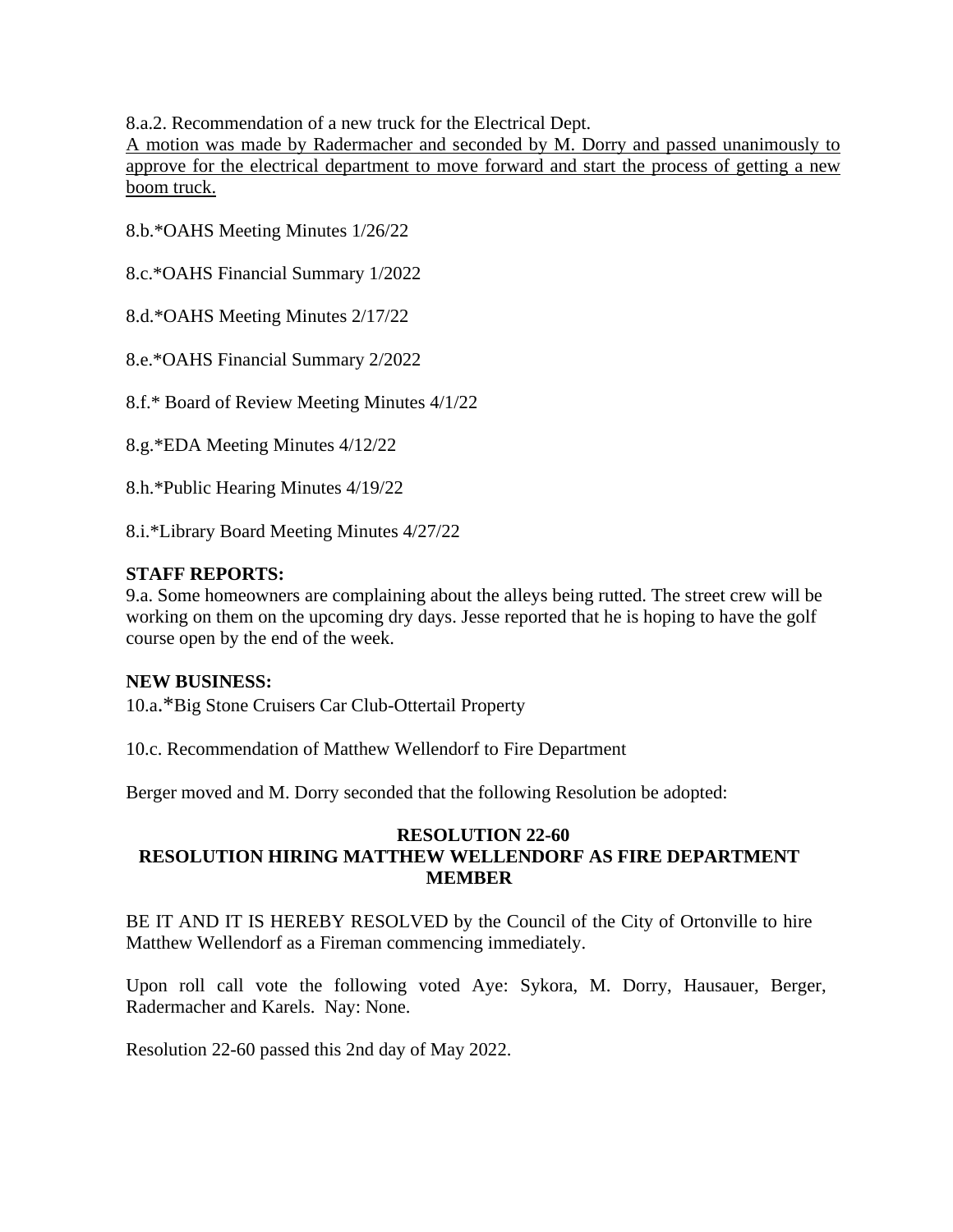8.a.2. Recommendation of a new truck for the Electrical Dept.

<u>A motion was made by Radermacher and seconded by M. Dorry and passed unanimously to approve for the electrical department to move forward and start the process of getting a new boom truck.</u>

8.b.*OAHS Meeting Minutes 1/26/22

8.c.*OAHS Financial Summary 1/2022

8.d.*OAHS Meeting Minutes 2/17/22

8.e.*OAHS Financial Summary 2/2022

8.f.* Board of Review Meeting Minutes 4/1/22

8.g.*EDA Meeting Minutes 4/12/22

8.h.*Public Hearing Minutes 4/19/22

8.i.*Library Board Meeting Minutes 4/27/22

**STAFF REPORTS:**

9.a. Some homeowners are complaining about the alleys being rutted. The street crew will be working on them on the upcoming dry days. Jesse reported that he is hoping to have the golf course open by the end of the week.

**NEW BUSINESS:**

10.a.*Big Stone Cruisers Car Club-Ottertail Property

10.c. Recommendation of Matthew Wellendorf to Fire Department

Berger moved and M. Dorry seconded that the following Resolution be adopted:

**RESOLUTION 22-60**
**RESOLUTION HIRING MATTHEW WELLENDORF AS FIRE DEPARTMENT MEMBER**

BE IT AND IT IS HEREBY RESOLVED by the Council of the City of Ortonville to hire Matthew Wellendorf as a Fireman commencing immediately.

Upon roll call vote the following voted Aye: Sykora, M. Dorry, Hausauer, Berger, Radermacher and Karels. Nay: None.

Resolution 22-60 passed this 2nd day of May 2022.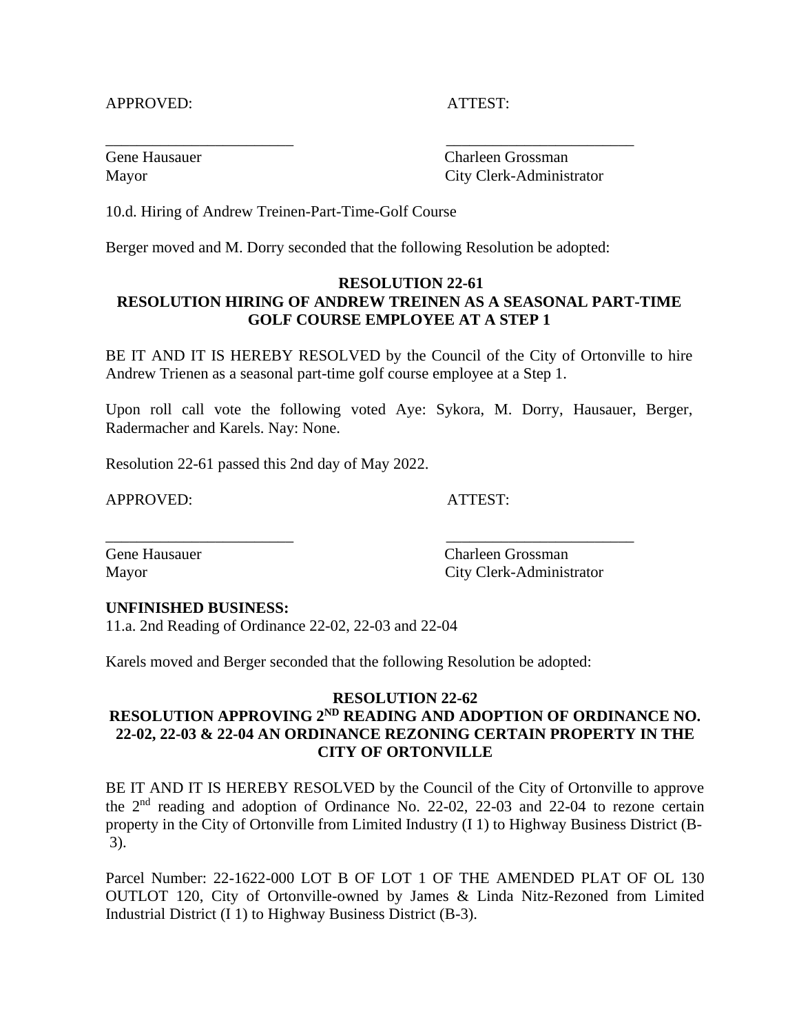APPROVED: ATTEST:

\_\_\_\_\_\_\_\_\_\_\_\_\_\_\_\_\_\_\_\_\_\_\_\_ \_\_\_\_\_\_\_\_\_\_\_\_\_\_\_\_\_\_\_\_\_\_\_\_

Gene Hausauer
Mayor

Charleen Grossman
City Clerk-Administrator

10.d. Hiring of Andrew Treinen-Part-Time-Golf Course

Berger moved and M. Dorry seconded that the following Resolution be adopted:

**RESOLUTION 22-61**
**RESOLUTION HIRING OF ANDREW TREINEN AS A SEASONAL PART-TIME GOLF COURSE EMPLOYEE AT A STEP 1**

BE IT AND IT IS HEREBY RESOLVED by the Council of the City of Ortonville to hire Andrew Trienen as a seasonal part-time golf course employee at a Step 1.

Upon roll call vote the following voted Aye: Sykora, M. Dorry, Hausauer, Berger, Radermacher and Karels. Nay: None.

Resolution 22-61 passed this 2nd day of May 2022.

APPROVED: ATTEST:

\_\_\_\_\_\_\_\_\_\_\_\_\_\_\_\_\_\_\_\_\_\_\_\_ \_\_\_\_\_\_\_\_\_\_\_\_\_\_\_\_\_\_\_\_\_\_\_\_

Gene Hausauer
Mayor

Charleen Grossman
City Clerk-Administrator

**UNFINISHED BUSINESS:**
11.a. 2nd Reading of Ordinance 22-02, 22-03 and 22-04

Karels moved and Berger seconded that the following Resolution be adopted:

**RESOLUTION 22-62**
**RESOLUTION APPROVING 2ND READING AND ADOPTION OF ORDINANCE NO. 22-02, 22-03 & 22-04 AN ORDINANCE REZONING CERTAIN PROPERTY IN THE CITY OF ORTONVILLE**

BE IT AND IT IS HEREBY RESOLVED by the Council of the City of Ortonville to approve the 2nd reading and adoption of Ordinance No. 22-02, 22-03 and 22-04 to rezone certain property in the City of Ortonville from Limited Industry (I 1) to Highway Business District (B-3).

Parcel Number: 22-1622-000 LOT B OF LOT 1 OF THE AMENDED PLAT OF OL 130 OUTLOT 120, City of Ortonville-owned by James & Linda Nitz-Rezoned from Limited Industrial District (I 1) to Highway Business District (B-3).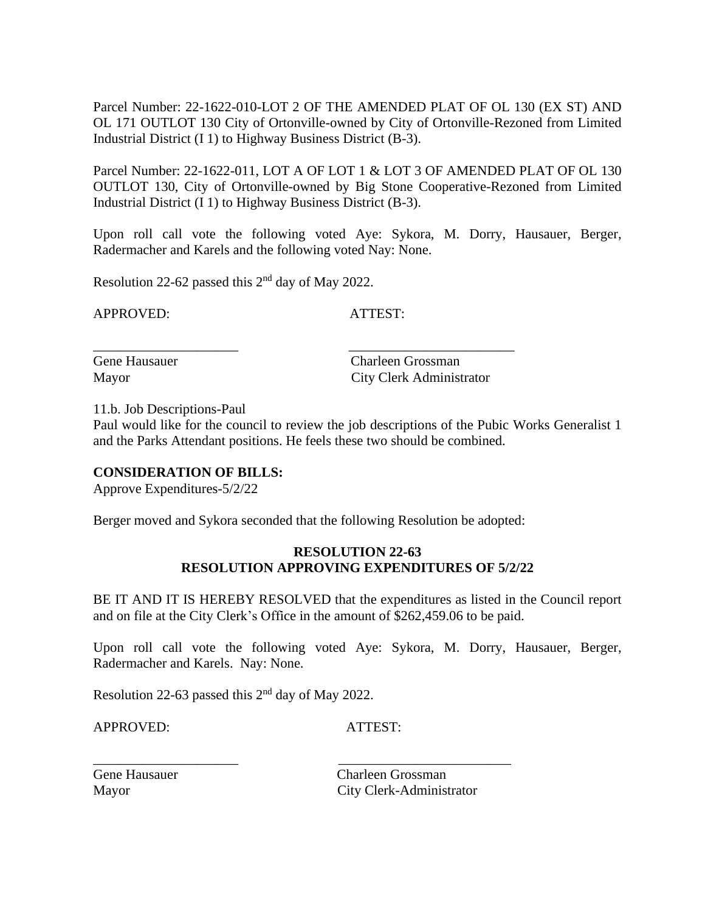Parcel Number: 22-1622-010-LOT 2 OF THE AMENDED PLAT OF OL 130 (EX ST) AND OL 171 OUTLOT 130 City of Ortonville-owned by City of Ortonville-Rezoned from Limited Industrial District (I 1) to Highway Business District (B-3).

Parcel Number: 22-1622-011, LOT A OF LOT 1 & LOT 3 OF AMENDED PLAT OF OL 130 OUTLOT 130, City of Ortonville-owned by Big Stone Cooperative-Rezoned from Limited Industrial District (I 1) to Highway Business District (B-3).

Upon roll call vote the following voted Aye: Sykora, M. Dorry, Hausauer, Berger, Radermacher and Karels and the following voted Nay: None.

Resolution 22-62 passed this 2nd day of May 2022.

APPROVED: ATTEST:

_____________________ ________________________

Gene Hausauer Charleen Grossman
Mayor City Clerk Administrator

11.b. Job Descriptions-Paul
Paul would like for the council to review the job descriptions of the Pubic Works Generalist 1 and the Parks Attendant positions. He feels these two should be combined.

**CONSIDERATION OF BILLS:**
Approve Expenditures-5/2/22

Berger moved and Sykora seconded that the following Resolution be adopted:

**RESOLUTION 22-63**
**RESOLUTION APPROVING EXPENDITURES OF 5/2/22**

BE IT AND IT IS HEREBY RESOLVED that the expenditures as listed in the Council report and on file at the City Clerk's Office in the amount of $262,459.06 to be paid.

Upon roll call vote the following voted Aye: Sykora, M. Dorry, Hausauer, Berger, Radermacher and Karels. Nay: None.

Resolution 22-63 passed this 2nd day of May 2022.

APPROVED: ATTEST:

_____________________ ________________________

Gene Hausauer Charleen Grossman
Mayor City Clerk-Administrator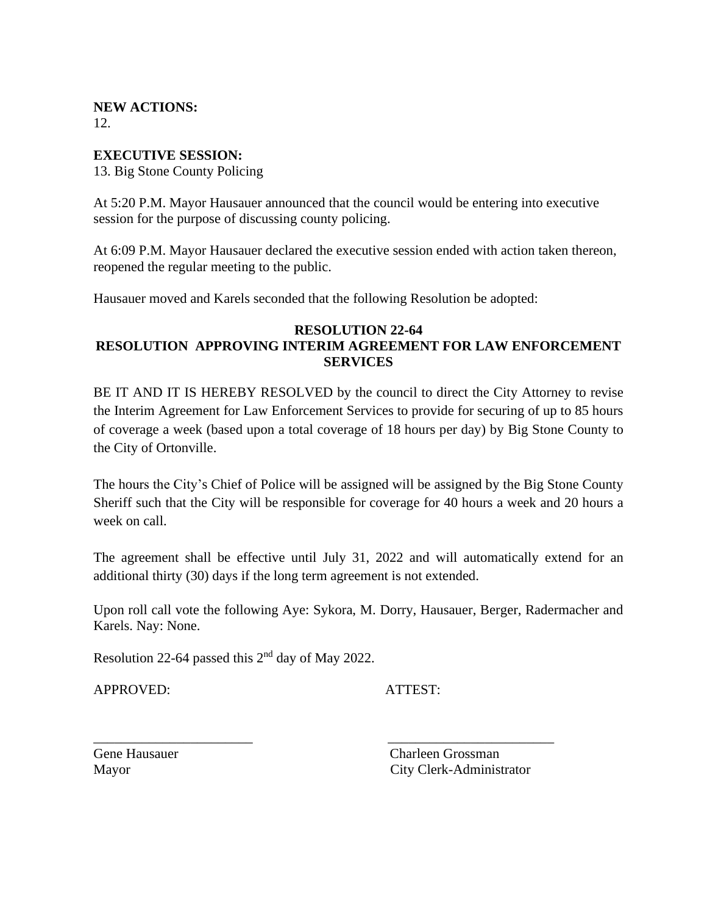**NEW ACTIONS:**
12.

**EXECUTIVE SESSION:**
13. Big Stone County Policing

At 5:20 P.M. Mayor Hausauer announced that the council would be entering into executive session for the purpose of discussing county policing.

At 6:09 P.M. Mayor Hausauer declared the executive session ended with action taken thereon, reopened the regular meeting to the public.

Hausauer moved and Karels seconded that the following Resolution be adopted:

**RESOLUTION 22-64**
**RESOLUTION APPROVING INTERIM AGREEMENT FOR LAW ENFORCEMENT SERVICES**

BE IT AND IT IS HEREBY RESOLVED by the council to direct the City Attorney to revise the Interim Agreement for Law Enforcement Services to provide for securing of up to 85 hours of coverage a week (based upon a total coverage of 18 hours per day) by Big Stone County to the City of Ortonville.

The hours the City's Chief of Police will be assigned will be assigned by the Big Stone County Sheriff such that the City will be responsible for coverage for 40 hours a week and 20 hours a week on call.

The agreement shall be effective until July 31, 2022 and will automatically extend for an additional thirty (30) days if the long term agreement is not extended.

Upon roll call vote the following Aye: Sykora, M. Dorry, Hausauer, Berger, Radermacher and Karels. Nay: None.

Resolution 22-64 passed this 2nd day of May 2022.

APPROVED: ATTEST:

\_\_\_\_\_\_\_\_\_\_\_\_\_\_\_\_\_\_\_\_\_\_\_ \_\_\_\_\_\_\_\_\_\_\_\_\_\_\_\_\_\_\_\_\_\_\_\_

Gene Hausauer
Mayor

Charleen Grossman
City Clerk-Administrator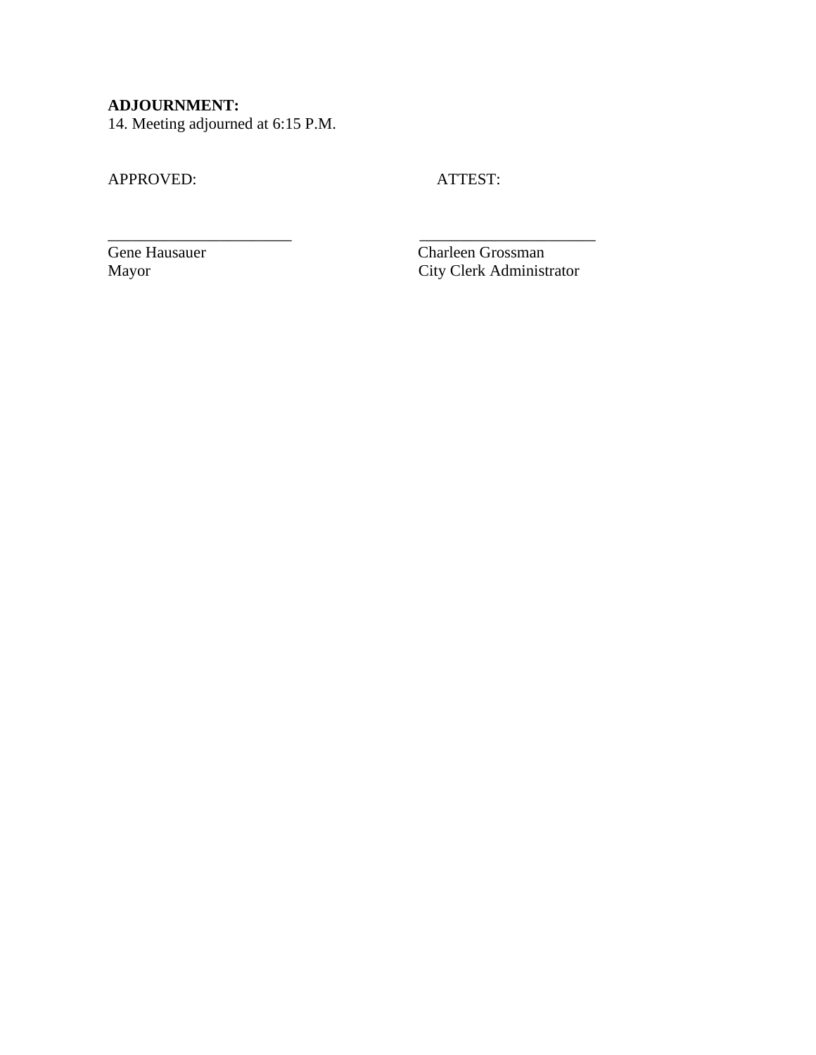**ADJOURNMENT:**
14. Meeting adjourned at 6:15 P.M.

APPROVED: ATTEST:

_______________________ _______________________
Gene Hausauer Charleen Grossman
Mayor City Clerk Administrator